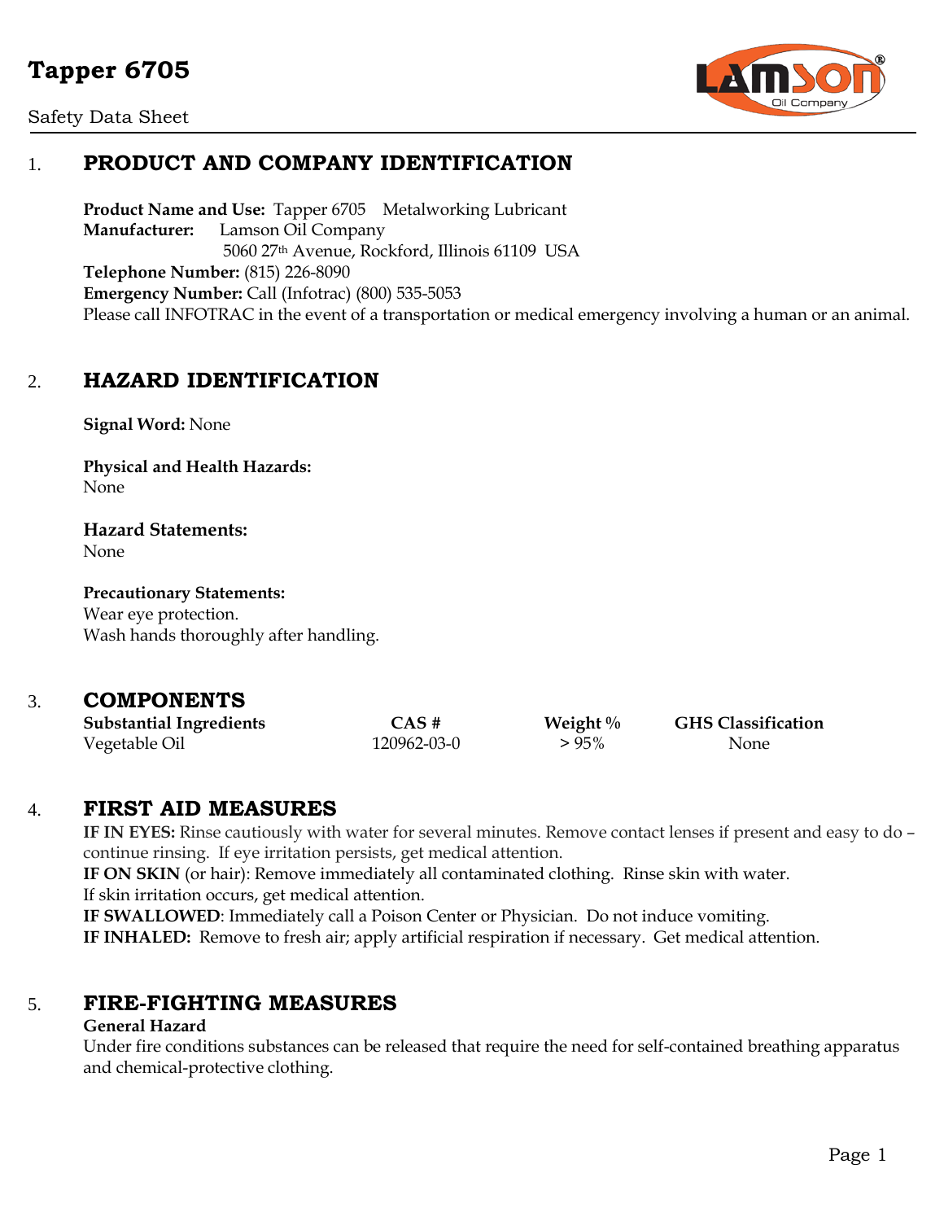# Tapper 6705

Safety Data Sheet

## 1. PRODUCT AND COMPANY IDENTIFICATION

**Product Name and Use:** Tapper 6705 Metalworking Lubricant
**Manufacturer:** Lamson Oil Company
5060 27th Avenue, Rockford, Illinois 61109 USA
**Telephone Number:** (815) 226-8090
**Emergency Number:** Call (Infotrac) (800) 535-5053
Please call INFOTRAC in the event of a transportation or medical emergency involving a human or an animal.

## 2. HAZARD IDENTIFICATION

**Signal Word:** None

**Physical and Health Hazards:**
None

**Hazard Statements:**
None

**Precautionary Statements:**
Wear eye protection.
Wash hands thoroughly after handling.

## 3. COMPONENTS

| Substantial Ingredients | CAS # | Weight % | GHS Classification |
|---|---|---|---|
| Vegetable Oil | 120962-03-0 | > 95% | None |

## 4. FIRST AID MEASURES

**IF IN EYES:** Rinse cautiously with water for several minutes. Remove contact lenses if present and easy to do – continue rinsing. If eye irritation persists, get medical attention.
**IF ON SKIN** (or hair): Remove immediately all contaminated clothing. Rinse skin with water.
If skin irritation occurs, get medical attention.
**IF SWALLOWED**: Immediately call a Poison Center or Physician. Do not induce vomiting.
**IF INHALED:** Remove to fresh air; apply artificial respiration if necessary. Get medical attention.

## 5. FIRE-FIGHTING MEASURES

**General Hazard**
Under fire conditions substances can be released that require the need for self-contained breathing apparatus and chemical-protective clothing.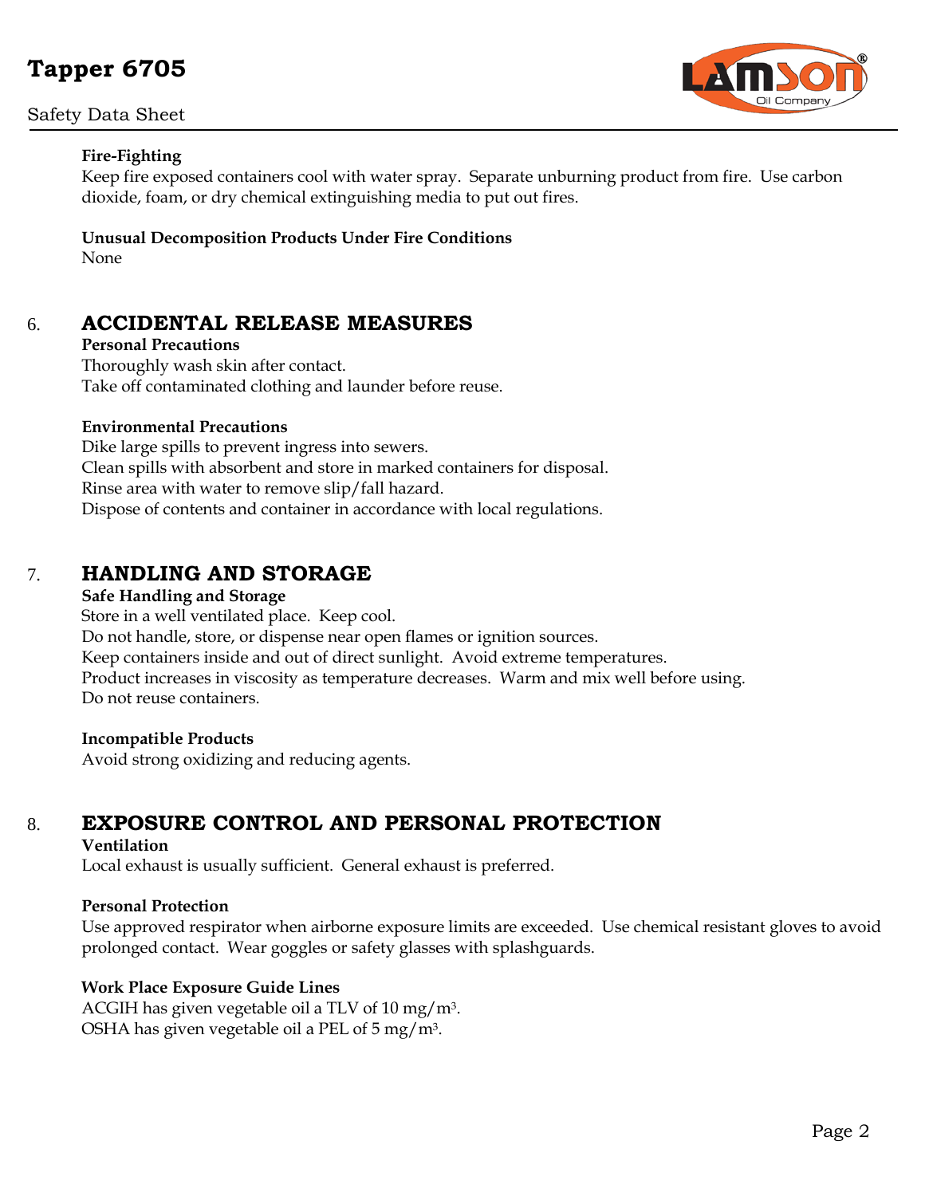**Fire-Fighting**

Keep fire exposed containers cool with water spray. Separate unburning product from fire. Use carbon dioxide, foam, or dry chemical extinguishing media to put out fires.

**Unusual Decomposition Products Under Fire Conditions**

None

## 6. ACCIDENTAL RELEASE MEASURES

**Personal Precautions**

Thoroughly wash skin after contact.
Take off contaminated clothing and launder before reuse.

**Environmental Precautions**

Dike large spills to prevent ingress into sewers.
Clean spills with absorbent and store in marked containers for disposal.
Rinse area with water to remove slip/fall hazard.
Dispose of contents and container in accordance with local regulations.

## 7. HANDLING AND STORAGE

**Safe Handling and Storage**

Store in a well ventilated place. Keep cool.
Do not handle, store, or dispense near open flames or ignition sources.
Keep containers inside and out of direct sunlight. Avoid extreme temperatures.
Product increases in viscosity as temperature decreases. Warm and mix well before using.
Do not reuse containers.

**Incompatible Products**

Avoid strong oxidizing and reducing agents.

## 8. EXPOSURE CONTROL AND PERSONAL PROTECTION

**Ventilation**

Local exhaust is usually sufficient. General exhaust is preferred.

**Personal Protection**

Use approved respirator when airborne exposure limits are exceeded. Use chemical resistant gloves to avoid prolonged contact. Wear goggles or safety glasses with splashguards.

**Work Place Exposure Guide Lines**

ACGIH has given vegetable oil a TLV of 10 $mg/m^3$.
OSHA has given vegetable oil a PEL of 5 $mg/m^3$.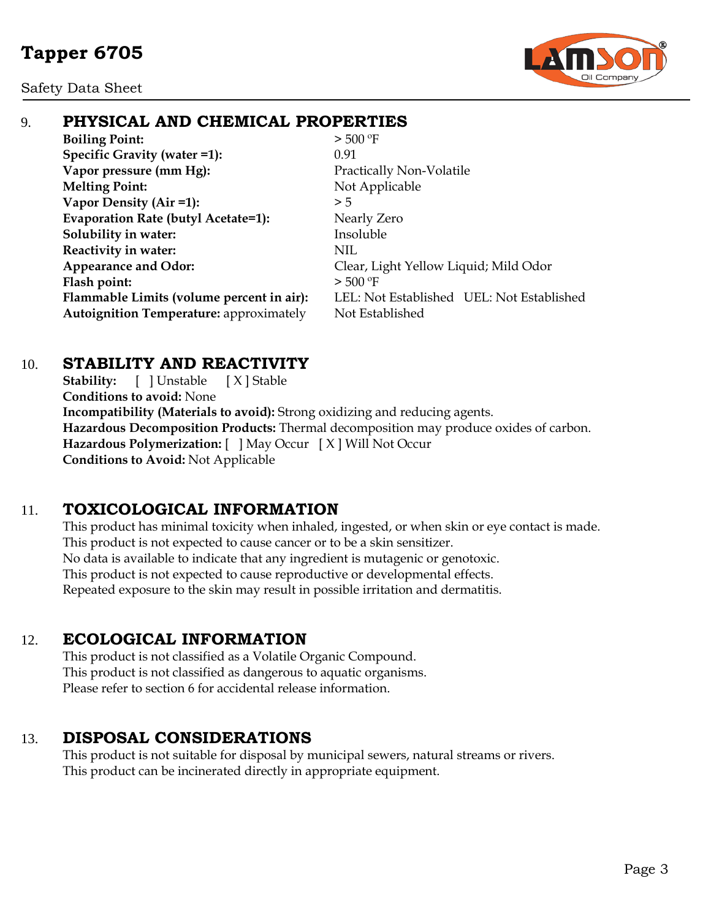## 9. PHYSICAL AND CHEMICAL PROPERTIES

| | |
|---|---|
| **Boiling Point:** | > 500 °F |
| **Specific Gravity (water =1):** | 0.91 |
| **Vapor pressure (mm Hg):** | Practically Non-Volatile |
| **Melting Point:** | Not Applicable |
| **Vapor Density (Air =1):** | > 5 |
| **Evaporation Rate (butyl Acetate=1):** | Nearly Zero |
| **Solubility in water:** | Insoluble |
| **Reactivity in water:** | NIL |
| **Appearance and Odor:** | Clear, Light Yellow Liquid; Mild Odor |
| **Flash point:** | > 500 °F |
| **Flammable Limits (volume percent in air):** | LEL: Not Established UEL: Not Established |
| **Autoignition Temperature:** approximately | Not Established |

## 10. STABILITY AND REACTIVITY

**Stability:** [ ] Unstable [ X ] Stable
**Conditions to avoid:** None
**Incompatibility (Materials to avoid):** Strong oxidizing and reducing agents.
**Hazardous Decomposition Products:** Thermal decomposition may produce oxides of carbon.
**Hazardous Polymerization:** [ ] May Occur [ X ] Will Not Occur
**Conditions to Avoid:** Not Applicable

## 11. TOXICOLOGICAL INFORMATION

This product has minimal toxicity when inhaled, ingested, or when skin or eye contact is made.
This product is not expected to cause cancer or to be a skin sensitizer.
No data is available to indicate that any ingredient is mutagenic or genotoxic.
This product is not expected to cause reproductive or developmental effects.
Repeated exposure to the skin may result in possible irritation and dermatitis.

## 12. ECOLOGICAL INFORMATION

This product is not classified as a Volatile Organic Compound.
This product is not classified as dangerous to aquatic organisms.
Please refer to section 6 for accidental release information.

## 13. DISPOSAL CONSIDERATIONS

This product is not suitable for disposal by municipal sewers, natural streams or rivers.
This product can be incinerated directly in appropriate equipment.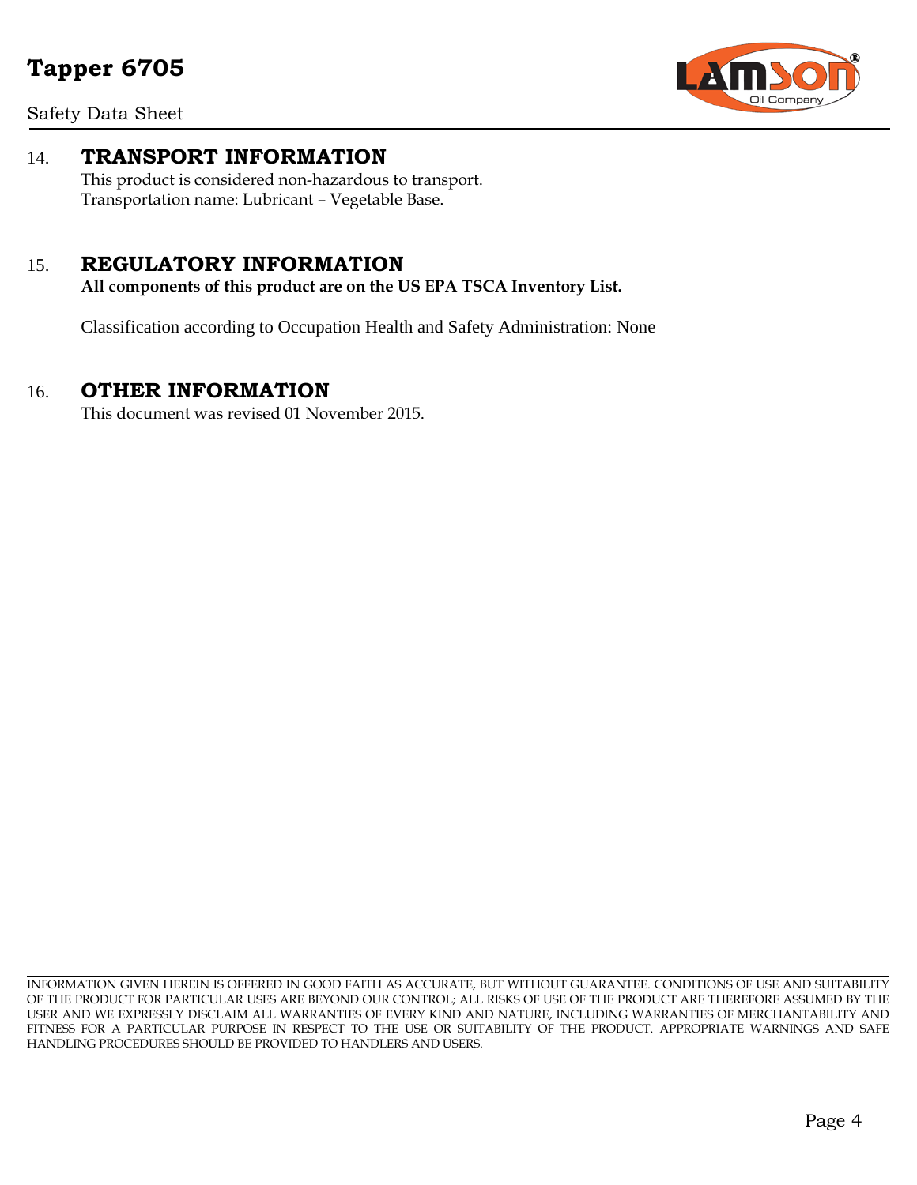## 14. TRANSPORT INFORMATION

This product is considered non-hazardous to transport.
Transportation name: Lubricant – Vegetable Base.

## 15. REGULATORY INFORMATION

**All components of this product are on the US EPA TSCA Inventory List.**

Classification according to Occupation Health and Safety Administration: None

## 16. OTHER INFORMATION

This document was revised 01 November 2015.

INFORMATION GIVEN HEREIN IS OFFERED IN GOOD FAITH AS ACCURATE, BUT WITHOUT GUARANTEE. CONDITIONS OF USE AND SUITABILITY OF THE PRODUCT FOR PARTICULAR USES ARE BEYOND OUR CONTROL; ALL RISKS OF USE OF THE PRODUCT ARE THEREFORE ASSUMED BY THE USER AND WE EXPRESSLY DISCLAIM ALL WARRANTIES OF EVERY KIND AND NATURE, INCLUDING WARRANTIES OF MERCHANTABILITY AND FITNESS FOR A PARTICULAR PURPOSE IN RESPECT TO THE USE OR SUITABILITY OF THE PRODUCT. APPROPRIATE WARNINGS AND SAFE HANDLING PROCEDURES SHOULD BE PROVIDED TO HANDLERS AND USERS.